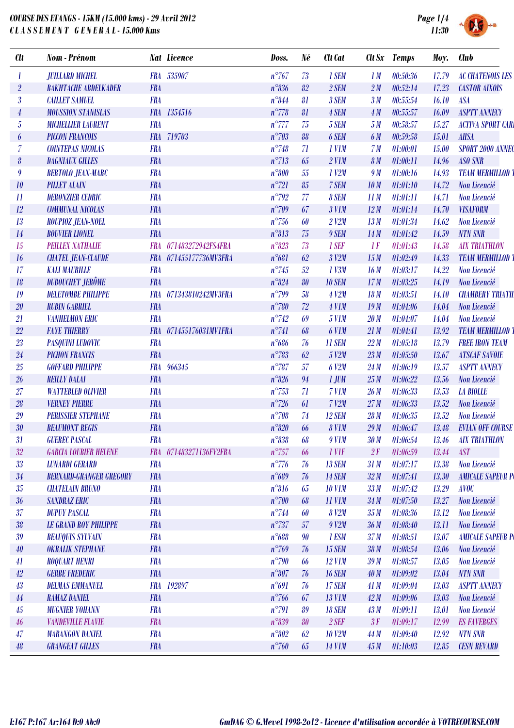**COURSE DES ETANGS - 15KM (15.000 kms) - 29 Avril 2012**
**C L A S S E M E N T   G E N E R A L - 15.000 Kms**

11:30

| Clt | Nom - Prénom | Nat | Licence | Doss. | Né | Clt Cat | Clt Sx | Temps | Moy. | Club |
|---|---|---|---|---|---|---|---|---|---|---|
| 1 | JUILLARD MICHEL | FRA | 535907 | n°767 | 73 | 1 SEM | 1 M | 00:50:36 | 17.79 | AC CHATENOIS LES |
| 2 | BAKHTACHE ABDELKADER | FRA | | n°836 | 82 | 2 SEM | 2 M | 00:52:14 | 17.23 | CASTOR AIXOIS |
| 3 | CAILLET SAMUEL | FRA | | n°844 | 81 | 3 SEM | 3 M | 00:55:54 | 16.10 | ASA |
| 4 | MOUSSION STANISLAS | FRA | 1354516 | n°778 | 81 | 4 SEM | 4 M | 00:55:57 | 16.09 | ASPTT ANNECY |
| 5 | MICHELLIER LAURENT | FRA | | n°777 | 75 | 5 SEM | 5 M | 00:58:57 | 15.27 | ACTIVA SPORT CARI |
| 6 | PICCON FRANCOIS | FRA | 719703 | n°703 | 88 | 6 SEM | 6 M | 00:59:58 | 15.01 | AHSA |
| 7 | COINTEPAS NICOLAS | FRA | | n°748 | 71 | 1 V1M | 7 M | 01:00:01 | 15.00 | SPORT 2000 ANNEC |
| 8 | DAGNIAUX GILLES | FRA | | n°713 | 65 | 2 V1M | 8 M | 01:00:11 | 14.96 | ASO SNR |
| 9 | BERTOLO JEAN-MARC | FRA | | n°800 | 55 | 1 V2M | 9 M | 01:00:16 | 14.93 | TEAM MERMILLOD T |
| 10 | PILLET ALAIN | FRA | | n°721 | 85 | 7 SEM | 10 M | 01:01:10 | 14.72 | Non Licencié |
| 11 | DERONZIER CEDRIC | FRA | | n°792 | 77 | 8 SEM | 11 M | 01:01:11 | 14.71 | Non Licencié |
| 12 | COMMUNAL NICOLAS | FRA | | n°709 | 67 | 3 V1M | 12 M | 01:01:14 | 14.70 | VISAFORM |
| 13 | ROUPIOZ JEAN-NOEL | FRA | | n°756 | 60 | 2 V2M | 13 M | 01:01:34 | 14.62 | Non Licencié |
| 14 | BOUVIER LIONEL | FRA | | n°813 | 75 | 9 SEM | 14 M | 01:01:42 | 14.59 | NTN SNR |
| 15 | PEILLEX NATHALIE | FRA | 071483272942FS4FRA | n°823 | 73 | 1 SEF | 1 F | 01:01:43 | 14.58 | AIX TRIATHLON |
| 16 | CHATEL JEAN-CLAUDE | FRA | 071455177736MV3FRA | n°681 | 62 | 3 V2M | 15 M | 01:02:49 | 14.33 | TEAM MERMILLOD T |
| 17 | KALI MAURILLE | FRA | | n°745 | 52 | 1 V3M | 16 M | 01:03:17 | 14.22 | Non Licencié |
| 18 | DUBOUCHET JERÔME | FRA | | n°824 | 80 | 10 SEM | 17 M | 01:03:25 | 14.19 | Non Licencié |
| 19 | DELETOMBE PHILIPPE | FRA | 071343810242MV3FRA | n°799 | 58 | 4 V2M | 18 M | 01:03:51 | 14.10 | CHAMBERY TRIATH |
| 20 | RUBIN GABRIEL | FRA | | n°780 | 72 | 4 V1M | 19 M | 01:04:06 | 14.04 | Non Licencié |
| 21 | VANHELMON ERIC | FRA | | n°742 | 69 | 5 V1M | 20 M | 01:04:07 | 14.04 | Non Licencié |
| 22 | FAYE THIERRY | FRA | 071455176031MV1FRA | n°741 | 68 | 6 V1M | 21 M | 01:04:41 | 13.92 | TEAM MERMILLOD T |
| 23 | PASQUINI LUDOVIC | FRA | | n°686 | 76 | 11 SEM | 22 M | 01:05:18 | 13.79 | FREE IRON TEAM |
| 24 | PICHON FRANCIS | FRA | | n°783 | 62 | 5 V2M | 23 M | 01:05:50 | 13.67 | ATSCAF SAVOIE |
| 25 | GOFFARD PHILIPPE | FRA | 966345 | n°787 | 57 | 6 V2M | 24 M | 01:06:19 | 13.57 | ASPTT ANNECY |
| 26 | REILLY DALAI | FRA | | n°826 | 94 | 1 JUM | 25 M | 01:06:22 | 13.56 | Non Licencié |
| 27 | WATTEBLED OLIVIER | FRA | | n°753 | 71 | 7 V1M | 26 M | 01:06:33 | 13.53 | LA BIOLLE |
| 28 | VERNEY PIERRE | FRA | | n°726 | 61 | 7 V2M | 27 M | 01:06:33 | 13.52 | Non Licencié |
| 29 | PERISSIER STEPHANE | FRA | | n°708 | 74 | 12 SEM | 28 M | 01:06:35 | 13.52 | Non Licencié |
| 30 | BEAUMONT REGIS | FRA | | n°820 | 66 | 8 V1M | 29 M | 01:06:47 | 13.48 | EVIAN OFF COURSE |
| 31 | GUEREC PASCAL | FRA | | n°838 | 68 | 9 V1M | 30 M | 01:06:54 | 13.46 | AIX TRIATHLON |
| 32 | GARCIA LOUBIER HELENE | FRA | 071483271136FV2FRA | n°757 | 66 | 1 V1F | 2 F | 01:06:59 | 13.44 | AST |
| 33 | LUNARDI GERARD | FRA | | n°776 | 76 | 13 SEM | 31 M | 01:07:17 | 13.38 | Non Licencié |
| 34 | BERNARD-GRANGER GREGORY | FRA | | n°689 | 76 | 14 SEM | 32 M | 01:07:41 | 13.30 | AMICALE SAPEUR P |
| 35 | CHATELAIN BRUNO | FRA | | n°816 | 65 | 10 V1M | 33 M | 01:07:42 | 13.29 | AVOC |
| 36 | SANDRAZ ERIC | FRA | | n°700 | 68 | 11 V1M | 34 M | 01:07:50 | 13.27 | Non Licencié |
| 37 | DUPUY PASCAL | FRA | | n°744 | 60 | 8 V2M | 35 M | 01:08:36 | 13.12 | Non Licencié |
| 38 | LE GRAND ROY PHILIPPE | FRA | | n°737 | 57 | 9 V2M | 36 M | 01:08:40 | 13.11 | Non Licencié |
| 39 | BEAUQUIS SYLVAIN | FRA | | n°688 | 90 | 1 ESM | 37 M | 01:08:51 | 13.07 | AMICALE SAPEUR P |
| 40 | OKRALIK STEPHANE | FRA | | n°769 | 76 | 15 SEM | 38 M | 01:08:54 | 13.06 | Non Licencié |
| 41 | ROQUART HENRI | FRA | | n°790 | 66 | 12 V1M | 39 M | 01:08:57 | 13.05 | Non Licencié |
| 42 | GERBE FREDERIC | FRA | | n°807 | 76 | 16 SEM | 40 M | 01:09:02 | 13.04 | NTN SNR |
| 43 | DELMAS EMMANUEL | FRA | 192897 | n°691 | 76 | 17 SEM | 41 M | 01:09:04 | 13.03 | ASPTT ANNECY |
| 44 | RAMAZ DANIEL | FRA | | n°766 | 67 | 13 V1M | 42 M | 01:09:06 | 13.03 | Non Licencié |
| 45 | MUGNIER YOHANN | FRA | | n°791 | 89 | 18 SEM | 43 M | 01:09:11 | 13.01 | Non Licencié |
| 46 | VANDEVILLE FLAVIE | FRA | | n°839 | 80 | 2 SEF | 3 F | 01:09:17 | 12.99 | ES FAVERGES |
| 47 | MARANGON DANIEL | FRA | | n°802 | 62 | 10 V2M | 44 M | 01:09:40 | 12.92 | NTN SNR |
| 48 | GRANGEAT GILLES | FRA | | n°760 | 65 | 14 V1M | 45 M | 01:10:03 | 12.85 | CESN REVARD |

I:167 P:167 Ar:164 D:0 Ab:0

GmDAG © G.Mevel 1998-2o12 - Licence d'utilisation accordée à VOTRECOURSE.COM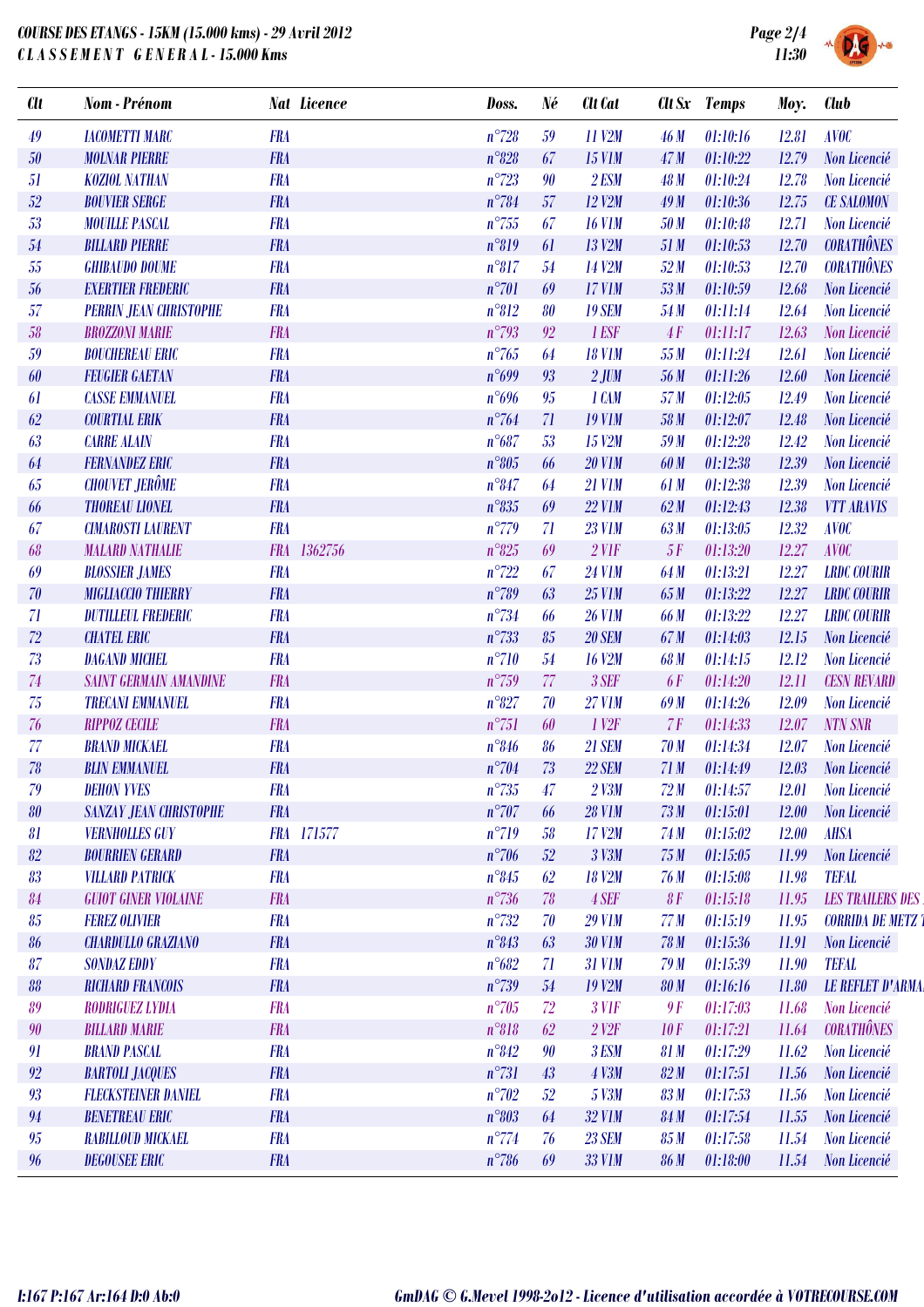# COURSE DES ETANGS - 15KM (15.000 kms) - 29 Avril 2012

## C L A S S E M E N T G E N E R A L - 15.000 Kms

| Clt | Nom - Prénom | Nat | Licence | Doss. | Né | Clt Cat | Clt Sx | Temps | Moy. | Club |
|---|---|---|---|---|---|---|---|---|---|---|
| 49 | IACOMETTI MARC | FRA | | n°728 | 59 | 11 V2M | 46 M | 01:10:16 | 12.81 | AVOC |
| 50 | MOLNAR PIERRE | FRA | | n°828 | 67 | 15 V1M | 47 M | 01:10:22 | 12.79 | Non Licencié |
| 51 | KOZIOL NATHAN | FRA | | n°723 | 90 | 2 ESM | 48 M | 01:10:24 | 12.78 | Non Licencié |
| 52 | BOUVIER SERGE | FRA | | n°784 | 57 | 12 V2M | 49 M | 01:10:36 | 12.75 | CE SALOMON |
| 53 | MOUILLE PASCAL | FRA | | n°755 | 67 | 16 V1M | 50 M | 01:10:48 | 12.71 | Non Licencié |
| 54 | BILLARD PIERRE | FRA | | n°819 | 61 | 13 V2M | 51 M | 01:10:53 | 12.70 | CORATHÔNES |
| 55 | GHIBAUDO DOUME | FRA | | n°817 | 54 | 14 V2M | 52 M | 01:10:53 | 12.70 | CORATHÔNES |
| 56 | EXERTIER FREDERIC | FRA | | n°701 | 69 | 17 V1M | 53 M | 01:10:59 | 12.68 | Non Licencié |
| 57 | PERRIN JEAN CHRISTOPHE | FRA | | n°812 | 80 | 19 SEM | 54 M | 01:11:14 | 12.64 | Non Licencié |
| 58 | BROZZONI MARIE | FRA | | n°793 | 92 | 1 ESF | 4 F | 01:11:17 | 12.63 | Non Licencié |
| 59 | BOUCHEREAU ERIC | FRA | | n°765 | 64 | 18 V1M | 55 M | 01:11:24 | 12.61 | Non Licencié |
| 60 | FEUGIER GAETAN | FRA | | n°699 | 93 | 2 JUM | 56 M | 01:11:26 | 12.60 | Non Licencié |
| 61 | CASSE EMMANUEL | FRA | | n°696 | 95 | 1 CAM | 57 M | 01:12:05 | 12.49 | Non Licencié |
| 62 | COURTIAL ERIK | FRA | | n°764 | 71 | 19 V1M | 58 M | 01:12:07 | 12.48 | Non Licencié |
| 63 | CARRE ALAIN | FRA | | n°687 | 53 | 15 V2M | 59 M | 01:12:28 | 12.42 | Non Licencié |
| 64 | FERNANDEZ ERIC | FRA | | n°805 | 66 | 20 V1M | 60 M | 01:12:38 | 12.39 | Non Licencié |
| 65 | CHOUVET JERÔME | FRA | | n°847 | 64 | 21 V1M | 61 M | 01:12:38 | 12.39 | Non Licencié |
| 66 | THOREAU LIONEL | FRA | | n°835 | 69 | 22 V1M | 62 M | 01:12:43 | 12.38 | VTT ARAVIS |
| 67 | CIMAROSTI LAURENT | FRA | | n°779 | 71 | 23 V1M | 63 M | 01:13:05 | 12.32 | AVOC |
| 68 | MALARD NATHALIE | FRA | 1362756 | n°825 | 69 | 2 V1F | 5 F | 01:13:20 | 12.27 | AVOC |
| 69 | BLOSSIER JAMES | FRA | | n°722 | 67 | 24 V1M | 64 M | 01:13:21 | 12.27 | LRDC COURIR |
| 70 | MIGLIACCIO THIERRY | FRA | | n°789 | 63 | 25 V1M | 65 M | 01:13:22 | 12.27 | LRDC COURIR |
| 71 | DUTILLEUL FREDERIC | FRA | | n°734 | 66 | 26 V1M | 66 M | 01:13:22 | 12.27 | LRDC COURIR |
| 72 | CHATEL ERIC | FRA | | n°733 | 85 | 20 SEM | 67 M | 01:14:03 | 12.15 | Non Licencié |
| 73 | DAGAND MICHEL | FRA | | n°710 | 54 | 16 V2M | 68 M | 01:14:15 | 12.12 | Non Licencié |
| 74 | SAINT GERMAIN AMANDINE | FRA | | n°759 | 77 | 3 SEF | 6 F | 01:14:20 | 12.11 | CESN REVARD |
| 75 | TRECANI EMMANUEL | FRA | | n°827 | 70 | 27 V1M | 69 M | 01:14:26 | 12.09 | Non Licencié |
| 76 | RIPPOZ CECILE | FRA | | n°751 | 60 | 1 V2F | 7 F | 01:14:33 | 12.07 | NTN SNR |
| 77 | BRAND MICKAEL | FRA | | n°846 | 86 | 21 SEM | 70 M | 01:14:34 | 12.07 | Non Licencié |
| 78 | BLIN EMMANUEL | FRA | | n°704 | 73 | 22 SEM | 71 M | 01:14:49 | 12.03 | Non Licencié |
| 79 | DEHON YVES | FRA | | n°735 | 47 | 2 V3M | 72 M | 01:14:57 | 12.01 | Non Licencié |
| 80 | SANZAY JEAN CHRISTOPHE | FRA | | n°707 | 66 | 28 V1M | 73 M | 01:15:01 | 12.00 | Non Licencié |
| 81 | VERNHOLLES GUY | FRA | 171577 | n°719 | 58 | 17 V2M | 74 M | 01:15:02 | 12.00 | AHSA |
| 82 | BOURRIEN GERARD | FRA | | n°706 | 52 | 3 V3M | 75 M | 01:15:05 | 11.99 | Non Licencié |
| 83 | VILLARD PATRICK | FRA | | n°845 | 62 | 18 V2M | 76 M | 01:15:08 | 11.98 | TEFAL |
| 84 | GUIOT GINER VIOLAINE | FRA | | n°736 | 78 | 4 SEF | 8 F | 01:15:18 | 11.95 | LES TRAILERS DES |
| 85 | FEREZ OLIVIER | FRA | | n°732 | 70 | 29 V1M | 77 M | 01:15:19 | 11.95 | CORRIDA DE METZ |
| 86 | CHARDULLO GRAZIANO | FRA | | n°843 | 63 | 30 V1M | 78 M | 01:15:36 | 11.91 | Non Licencié |
| 87 | SONDAZ EDDY | FRA | | n°682 | 71 | 31 V1M | 79 M | 01:15:39 | 11.90 | TEFAL |
| 88 | RICHARD FRANCOIS | FRA | | n°739 | 54 | 19 V2M | 80 M | 01:16:16 | 11.80 | LE REFLET D'ARMA |
| 89 | RODRIGUEZ LYDIA | FRA | | n°705 | 72 | 3 V1F | 9 F | 01:17:03 | 11.68 | Non Licencié |
| 90 | BILLARD MARIE | FRA | | n°818 | 62 | 2 V2F | 10 F | 01:17:21 | 11.64 | CORATHÔNES |
| 91 | BRAND PASCAL | FRA | | n°842 | 90 | 3 ESM | 81 M | 01:17:29 | 11.62 | Non Licencié |
| 92 | BARTOLI JACQUES | FRA | | n°731 | 43 | 4 V3M | 82 M | 01:17:51 | 11.56 | Non Licencié |
| 93 | FLECKSTEINER DANIEL | FRA | | n°702 | 52 | 5 V3M | 83 M | 01:17:53 | 11.56 | Non Licencié |
| 94 | BENETREAU ERIC | FRA | | n°803 | 64 | 32 V1M | 84 M | 01:17:54 | 11.55 | Non Licencié |
| 95 | RABILLOUD MICKAEL | FRA | | n°774 | 76 | 23 SEM | 85 M | 01:17:58 | 11.54 | Non Licencié |
| 96 | DEGOUSEE ERIC | FRA | | n°786 | 69 | 33 V1M | 86 M | 01:18:00 | 11.54 | Non Licencié |

I:167 P:167 Ar:164 D:0 Ab:0

GmDAG © G.Mevel 1998-2o12 - Licence d'utilisation accordée à VOTRECOURSE.COM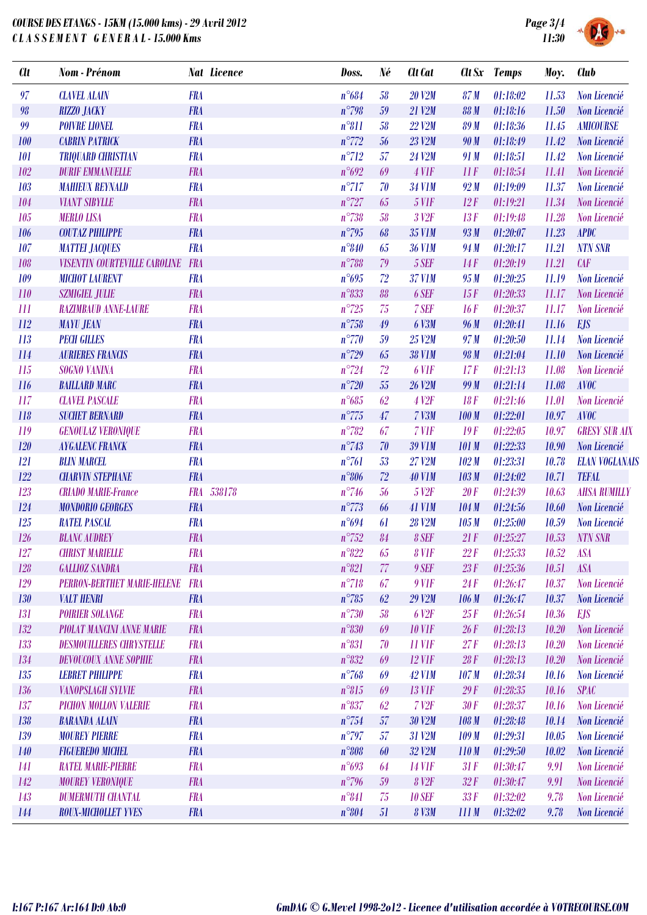COURSE DES ETANGS - 15KM (15.000 kms) - 29 Avril 2012
C L A S S E M E N T   G E N E R A L - 15.000 Kms

| Clt | Nom - Prénom | Nat | Licence | Doss. | Né | Clt Cat | Clt Sx | Temps | Moy. | Club |
|---|---|---|---|---|---|---|---|---|---|---|
| 97 | CLAVEL ALAIN | FRA | | n°684 | 58 | 20 V2M | 87 M | 01:18:02 | 11.53 | Non Licencié |
| 98 | RIZZO JACKY | FRA | | n°798 | 59 | 21 V2M | 88 M | 01:18:16 | 11.50 | Non Licencié |
| 99 | POIVRE LIONEL | FRA | | n°811 | 58 | 22 V2M | 89 M | 01:18:36 | 11.45 | AMICOURSE |
| 100 | CABRIN PATRICK | FRA | | n°772 | 56 | 23 V2M | 90 M | 01:18:49 | 11.42 | Non Licencié |
| 101 | TRIQUARD CHRISTIAN | FRA | | n°712 | 57 | 24 V2M | 91 M | 01:18:51 | 11.42 | Non Licencié |
| 102 | DURIF EMMANUELLE | FRA | | n°692 | 69 | 4 V1F | 11 F | 01:18:54 | 11.41 | Non Licencié |
| 103 | MAHIEUX REYNALD | FRA | | n°717 | 70 | 34 V1M | 92 M | 01:19:09 | 11.37 | Non Licencié |
| 104 | VIANT SIBYLLE | FRA | | n°727 | 65 | 5 V1F | 12 F | 01:19:21 | 11.34 | Non Licencié |
| 105 | MERLO LISA | FRA | | n°738 | 58 | 3 V2F | 13 F | 01:19:48 | 11.28 | Non Licencié |
| 106 | COUTAZ PHILIPPE | FRA | | n°795 | 68 | 35 V1M | 93 M | 01:20:07 | 11.23 | APDC |
| 107 | MATTEI JACQUES | FRA | | n°840 | 65 | 36 V1M | 94 M | 01:20:17 | 11.21 | NTN SNR |
| 108 | VISENTIN COURTEVILLE CAROLINE | FRA | | n°788 | 79 | 5 SEF | 14 F | 01:20:19 | 11.21 | CAF |
| 109 | MICHOT LAURENT | FRA | | n°695 | 72 | 37 V1M | 95 M | 01:20:25 | 11.19 | Non Licencié |
| 110 | SZMIGIEL JULIE | FRA | | n°833 | 88 | 6 SEF | 15 F | 01:20:33 | 11.17 | Non Licencié |
| 111 | RAZIMBAUD ANNE-LAURE | FRA | | n°725 | 75 | 7 SEF | 16 F | 01:20:37 | 11.17 | Non Licencié |
| 112 | MAYU JEAN | FRA | | n°758 | 49 | 6 V3M | 96 M | 01:20:41 | 11.16 | EJS |
| 113 | PECH GILLES | FRA | | n°770 | 59 | 25 V2M | 97 M | 01:20:50 | 11.14 | Non Licencié |
| 114 | AURIERES FRANCIS | FRA | | n°729 | 65 | 38 V1M | 98 M | 01:21:04 | 11.10 | Non Licencié |
| 115 | SOGNO VANINA | FRA | | n°724 | 72 | 6 V1F | 17 F | 01:21:13 | 11.08 | Non Licencié |
| 116 | BAILLARD MARC | FRA | | n°720 | 55 | 26 V2M | 99 M | 01:21:14 | 11.08 | AVOC |
| 117 | CLAVEL PASCALE | FRA | | n°685 | 62 | 4 V2F | 18 F | 01:21:46 | 11.01 | Non Licencié |
| 118 | SUCHET BERNARD | FRA | | n°775 | 47 | 7 V3M | 100 M | 01:22:01 | 10.97 | AVOC |
| 119 | GENOULAZ VERONIQUE | FRA | | n°782 | 67 | 7 V1F | 19 F | 01:22:05 | 10.97 | GRESY SUR AIX |
| 120 | AYGALENC FRANCK | FRA | | n°743 | 70 | 39 V1M | 101 M | 01:22:33 | 10.90 | Non Licencié |
| 121 | BLIN MARCEL | FRA | | n°761 | 53 | 27 V2M | 102 M | 01:23:31 | 10.78 | ELAN VOGLANAIS |
| 122 | CHARVIN STEPHANE | FRA | | n°806 | 72 | 40 V1M | 103 M | 01:24:02 | 10.71 | TEFAL |
| 123 | CRIADO MARIE-France | FRA | 538178 | n°746 | 56 | 5 V2F | 20 F | 01:24:39 | 10.63 | AHSA RUMILLY |
| 124 | MONDORIO GEORGES | FRA | | n°773 | 66 | 41 V1M | 104 M | 01:24:56 | 10.60 | Non Licencié |
| 125 | RATEL PASCAL | FRA | | n°694 | 61 | 28 V2M | 105 M | 01:25:00 | 10.59 | Non Licencié |
| 126 | BLANC AUDREY | FRA | | n°752 | 84 | 8 SEF | 21 F | 01:25:27 | 10.53 | NTN SNR |
| 127 | CHRIST MARIELLE | FRA | | n°822 | 65 | 8 V1F | 22 F | 01:25:33 | 10.52 | ASA |
| 128 | GALLIOZ SANDRA | FRA | | n°821 | 77 | 9 SEF | 23 F | 01:25:36 | 10.51 | ASA |
| 129 | PERRON-BERTHET MARIE-HELENE | FRA | | n°718 | 67 | 9 V1F | 24 F | 01:26:47 | 10.37 | Non Licencié |
| 130 | VALT HENRI | FRA | | n°785 | 62 | 29 V2M | 106 M | 01:26:47 | 10.37 | Non Licencié |
| 131 | POIRIER SOLANGE | FRA | | n°730 | 58 | 6 V2F | 25 F | 01:26:54 | 10.36 | EJS |
| 132 | PIOLAT MANCINI ANNE MARIE | FRA | | n°830 | 69 | 10 V1F | 26 F | 01:28:13 | 10.20 | Non Licencié |
| 133 | DESMOUILLERES CHRYSTELLE | FRA | | n°831 | 70 | 11 V1F | 27 F | 01:28:13 | 10.20 | Non Licencié |
| 134 | DEVOUCOUX ANNE SOPHIE | FRA | | n°832 | 69 | 12 V1F | 28 F | 01:28:13 | 10.20 | Non Licencié |
| 135 | LEBRET PHILIPPE | FRA | | n°768 | 69 | 42 V1M | 107 M | 01:28:34 | 10.16 | Non Licencié |
| 136 | VANOPSLAGH SYLVIE | FRA | | n°815 | 69 | 13 V1F | 29 F | 01:28:35 | 10.16 | SPAC |
| 137 | PICHON MOLLON VALERIE | FRA | | n°837 | 62 | 7 V2F | 30 F | 01:28:37 | 10.16 | Non Licencié |
| 138 | BARANDA ALAIN | FRA | | n°754 | 57 | 30 V2M | 108 M | 01:28:48 | 10.14 | Non Licencié |
| 139 | MOUREY PIERRE | FRA | | n°797 | 57 | 31 V2M | 109 M | 01:29:31 | 10.05 | Non Licencié |
| 140 | FIGUEREDO MICHEL | FRA | | n°808 | 60 | 32 V2M | 110 M | 01:29:50 | 10.02 | Non Licencié |
| 141 | RATEL MARIE-PIERRE | FRA | | n°693 | 64 | 14 V1F | 31 F | 01:30:47 | 9.91 | Non Licencié |
| 142 | MOUREY VERONIQUE | FRA | | n°796 | 59 | 8 V2F | 32 F | 01:30:47 | 9.91 | Non Licencié |
| 143 | DUMERMUTH CHANTAL | FRA | | n°841 | 75 | 10 SEF | 33 F | 01:32:02 | 9.78 | Non Licencié |
| 144 | ROUX-MICHOLLET YVES | FRA | | n°804 | 51 | 8 V3M | 111 M | 01:32:02 | 9.78 | Non Licencié |

I:167 P:167 Ar:164 D:0 Ab:0

GmDAG © G.Mevel 1998-2o12 - Licence d'utilisation accordée à VOTRECOURSE.COM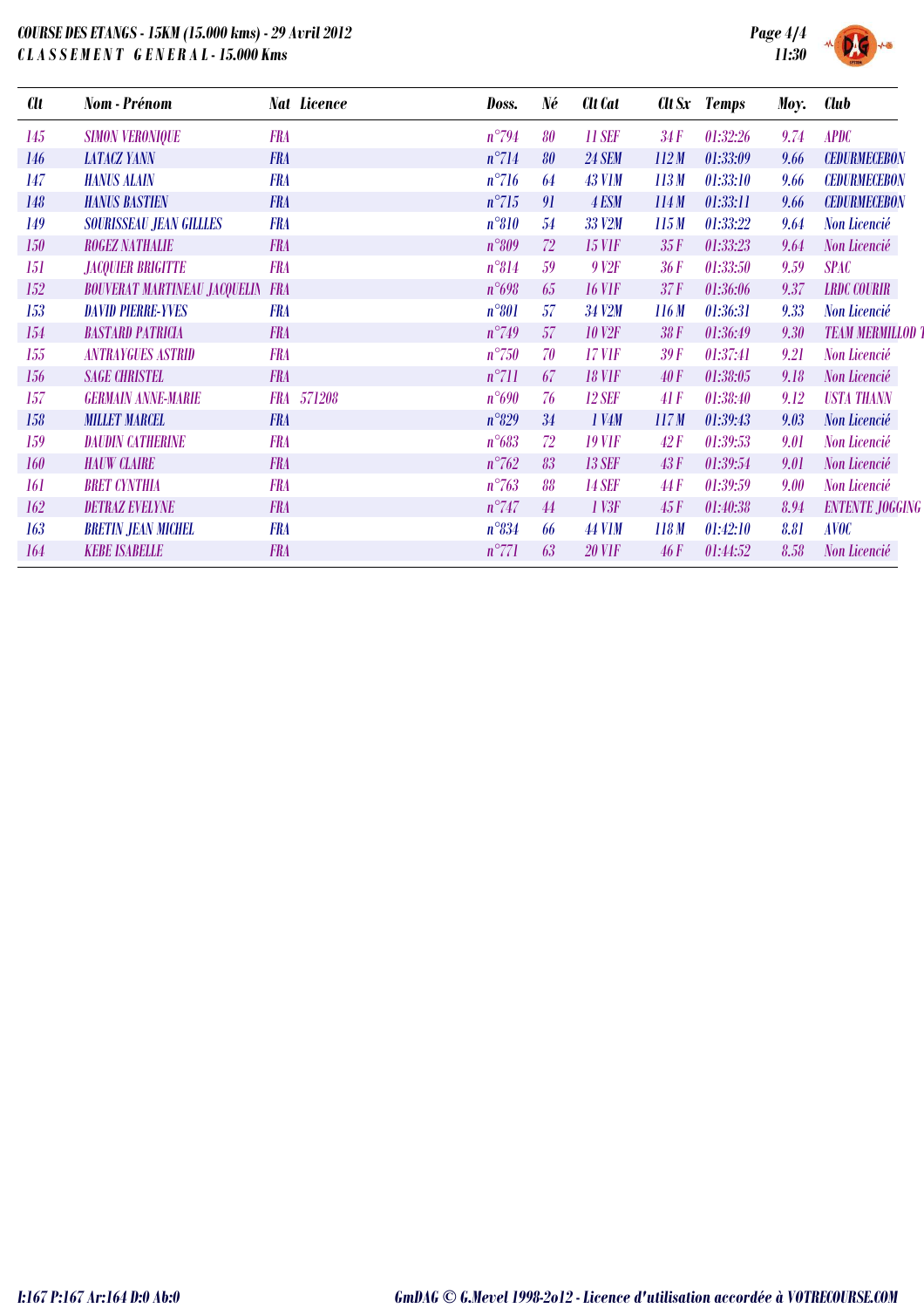**COURSE DES ETANGS - 15KM (15.000 kms) - 29 Avril 2012**
**C L A S S E M E N T G E N E R A L - 15.000 Kms**

| Clt | Nom - Prénom | Nat | Licence | Doss. | Né | Clt Cat | Clt Sx | Temps | Moy. | Club |
|---|---|---|---|---|---|---|---|---|---|---|
| 145 | SIMON VERONIQUE | FRA | | n°794 | 80 | 11 SEF | 34 F | 01:32:26 | 9.74 | APDC |
| 146 | LATACZ YANN | FRA | | n°714 | 80 | 24 SEM | 112 M | 01:33:09 | 9.66 | CEDURMECEBON |
| 147 | HANUS ALAIN | FRA | | n°716 | 64 | 43 V1M | 113 M | 01:33:10 | 9.66 | CEDURMECEBON |
| 148 | HANUS BASTIEN | FRA | | n°715 | 91 | 4 ESM | 114 M | 01:33:11 | 9.66 | CEDURMECEBON |
| 149 | SOURISSEAU JEAN GILLLES | FRA | | n°810 | 54 | 33 V2M | 115 M | 01:33:22 | 9.64 | Non Licencié |
| 150 | ROGEZ NATHALIE | FRA | | n°809 | 72 | 15 V1F | 35 F | 01:33:23 | 9.64 | Non Licencié |
| 151 | JACQUIER BRIGITTE | FRA | | n°814 | 59 | 9 V2F | 36 F | 01:33:50 | 9.59 | SPAC |
| 152 | BOUVERAT MARTINEAU JACQUELIN | FRA | | n°698 | 65 | 16 V1F | 37 F | 01:36:06 | 9.37 | LRDC COURIR |
| 153 | DAVID PIERRE-YVES | FRA | | n°801 | 57 | 34 V2M | 116 M | 01:36:31 | 9.33 | Non Licencié |
| 154 | BASTARD PATRICIA | FRA | | n°749 | 57 | 10 V2F | 38 F | 01:36:49 | 9.30 | TEAM MERMILLOD T |
| 155 | ANTRAYGUES ASTRID | FRA | | n°750 | 70 | 17 V1F | 39 F | 01:37:41 | 9.21 | Non Licencié |
| 156 | SAGE CHRISTEL | FRA | | n°711 | 67 | 18 V1F | 40 F | 01:38:05 | 9.18 | Non Licencié |
| 157 | GERMAIN ANNE-MARIE | FRA | 571208 | n°690 | 76 | 12 SEF | 41 F | 01:38:40 | 9.12 | USTA THANN |
| 158 | MILLET MARCEL | FRA | | n°829 | 34 | 1 V4M | 117 M | 01:39:43 | 9.03 | Non Licencié |
| 159 | DAUDIN CATHERINE | FRA | | n°683 | 72 | 19 V1F | 42 F | 01:39:53 | 9.01 | Non Licencié |
| 160 | HAUW CLAIRE | FRA | | n°762 | 83 | 13 SEF | 43 F | 01:39:54 | 9.01 | Non Licencié |
| 161 | BRET CYNTHIA | FRA | | n°763 | 88 | 14 SEF | 44 F | 01:39:59 | 9.00 | Non Licencié |
| 162 | DETRAZ EVELYNE | FRA | | n°747 | 44 | 1 V3F | 45 F | 01:40:38 | 8.94 | ENTENTE JOGGING |
| 163 | BRETIN JEAN MICHEL | FRA | | n°834 | 66 | 44 V1M | 118 M | 01:42:10 | 8.81 | AVOC |
| 164 | KEBE ISABELLE | FRA | | n°771 | 63 | 20 V1F | 46 F | 01:44:52 | 8.58 | Non Licencié |

I:167 P:167 Ar:164 D:0 Ab:0